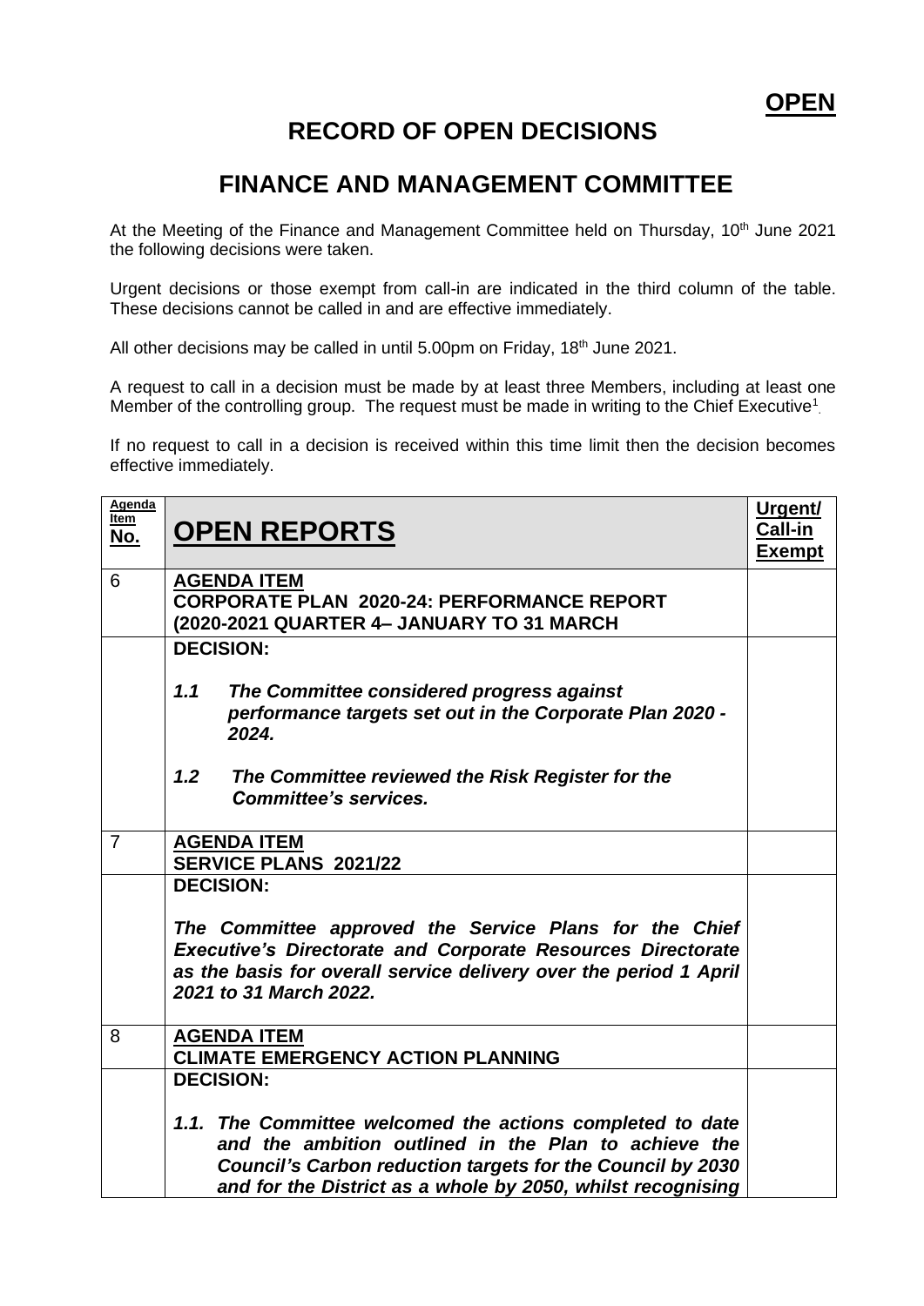**OPEN**

# RECORD OF OPEN DECISIONS

# FINANCE AND MANAGEMENT COMMITTEE

At the Meeting of the Finance and Management Committee held on Thursday, 10th June 2021 the following decisions were taken.

Urgent decisions or those exempt from call-in are indicated in the third column of the table. These decisions cannot be called in and are effective immediately.

All other decisions may be called in until 5.00pm on Friday, 18th June 2021.

A request to call in a decision must be made by at least three Members, including at least one Member of the controlling group. The request must be made in writing to the Chief Executive[1].

If no request to call in a decision is received within this time limit then the decision becomes effective immediately.

| Agenda Item No. | OPEN REPORTS | Urgent/ Call-in Exempt |
|---|---|---|
| 6 | **AGENDA ITEM**<br>**CORPORATE PLAN 2020-24: PERFORMANCE REPORT (2020-2021 QUARTER 4– JANUARY TO 31 MARCH** | |
| | **DECISION:**<br><br>***1.1 The Committee considered progress against performance targets set out in the Corporate Plan 2020 - 2024.***<br><br>***1.2 The Committee reviewed the Risk Register for the Committee's services.*** | |
| 7 | **AGENDA ITEM**<br>**SERVICE PLANS 2021/22** | |
| | **DECISION:**<br><br>***The Committee approved the Service Plans for the Chief Executive's Directorate and Corporate Resources Directorate as the basis for overall service delivery over the period 1 April 2021 to 31 March 2022.*** | |
| 8 | **AGENDA ITEM**<br>**CLIMATE EMERGENCY ACTION PLANNING** | |
| | **DECISION:**<br><br>***1.1. The Committee welcomed the actions completed to date and the ambition outlined in the Plan to achieve the Council's Carbon reduction targets for the Council by 2030 and for the District as a whole by 2050, whilst recognising*** | |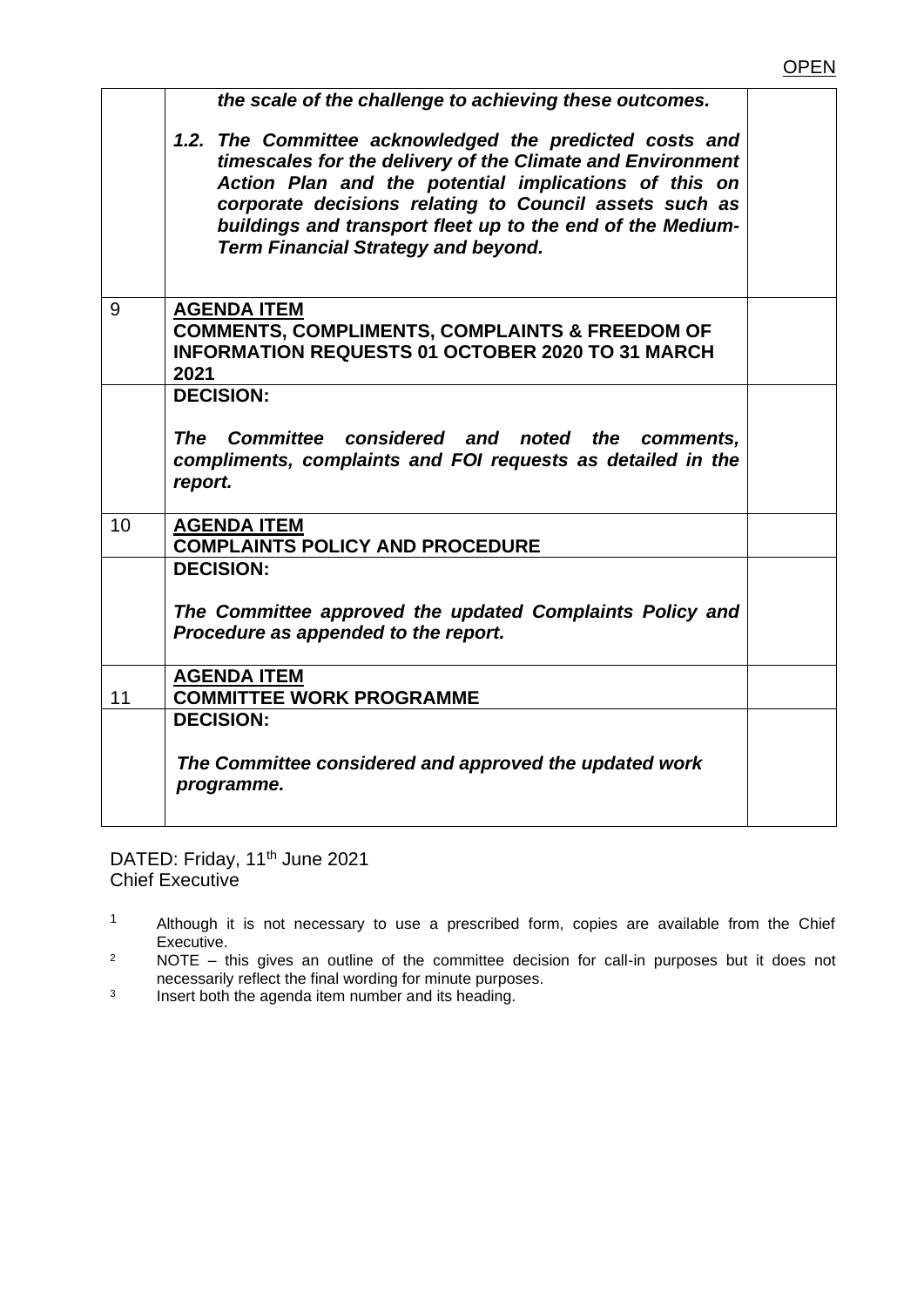| | | |
|---|---|---|
| | ***the scale of the challenge to achieving these outcomes.***<br><br>***1.2. The Committee acknowledged the predicted costs and timescales for the delivery of the Climate and Environment Action Plan and the potential implications of this on corporate decisions relating to Council assets such as buildings and transport fleet up to the end of the Medium-Term Financial Strategy and beyond.*** | |
| 9 | **AGENDA ITEM**<br>**COMMENTS, COMPLIMENTS, COMPLAINTS & FREEDOM OF INFORMATION REQUESTS 01 OCTOBER 2020 TO 31 MARCH 2021** | |
| | **DECISION:**<br><br>***The Committee considered and noted the comments, compliments, complaints and FOI requests as detailed in the report.*** | |
| 10 | **AGENDA ITEM**<br>**COMPLAINTS POLICY AND PROCEDURE** | |
| | **DECISION:**<br><br>***The Committee approved the updated Complaints Policy and Procedure as appended to the report.*** | |
| 11 | **AGENDA ITEM**<br>**COMMITTEE WORK PROGRAMME** | |
| | **DECISION:**<br><br>***The Committee considered and approved the updated work programme.*** | |

DATED: Friday, 11th June 2021
Chief Executive

[1] Although it is not necessary to use a prescribed form, copies are available from the Chief Executive.

[2] NOTE – this gives an outline of the committee decision for call-in purposes but it does not necessarily reflect the final wording for minute purposes.

[3] Insert both the agenda item number and its heading.